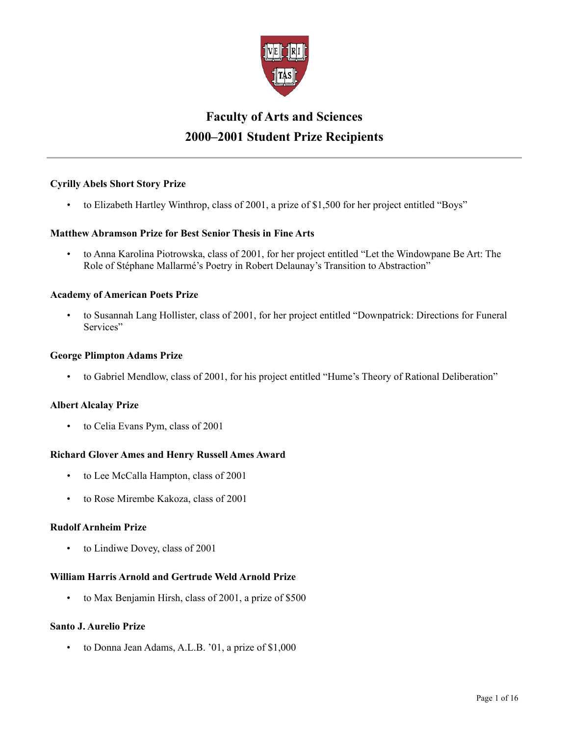# Faculty of Arts and Sciences
# 2000–2001 Student Prize Recipients

---

**Cyrilly Abels Short Story Prize**

- to Elizabeth Hartley Winthrop, class of 2001, a prize of $1,500 for her project entitled "Boys"

**Matthew Abramson Prize for Best Senior Thesis in Fine Arts**

- to Anna Karolina Piotrowska, class of 2001, for her project entitled "Let the Windowpane Be Art: The Role of Stéphane Mallarmé's Poetry in Robert Delaunay's Transition to Abstraction"

**Academy of American Poets Prize**

- to Susannah Lang Hollister, class of 2001, for her project entitled "Downpatrick: Directions for Funeral Services"

**George Plimpton Adams Prize**

- to Gabriel Mendlow, class of 2001, for his project entitled "Hume's Theory of Rational Deliberation"

**Albert Alcalay Prize**

- to Celia Evans Pym, class of 2001

**Richard Glover Ames and Henry Russell Ames Award**

- to Lee McCalla Hampton, class of 2001
- to Rose Mirembe Kakoza, class of 2001

**Rudolf Arnheim Prize**

- to Lindiwe Dovey, class of 2001

**William Harris Arnold and Gertrude Weld Arnold Prize**

- to Max Benjamin Hirsh, class of 2001, a prize of $500

**Santo J. Aurelio Prize**

- to Donna Jean Adams, A.L.B. '01, a prize of $1,000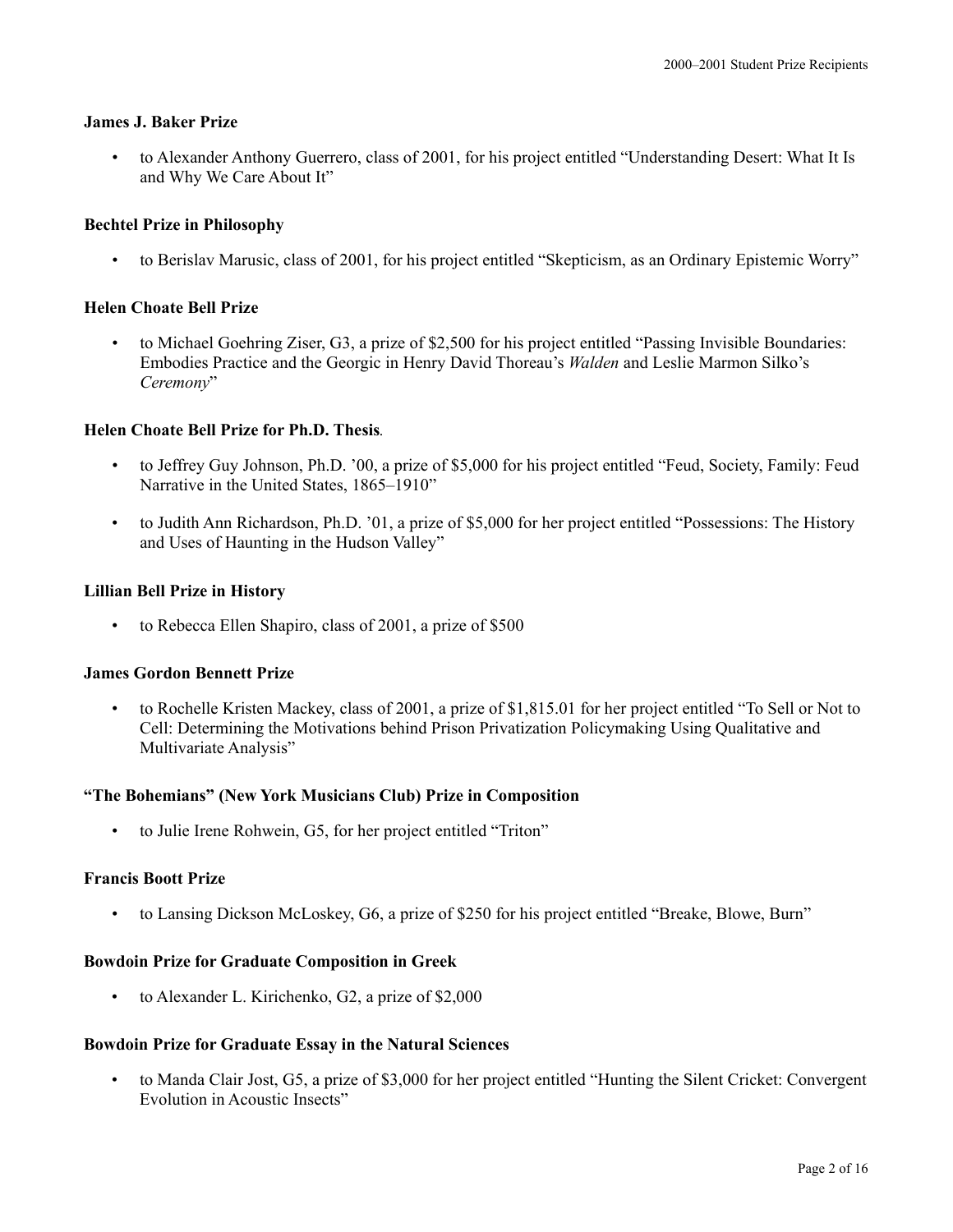### James J. Baker Prize

- to Alexander Anthony Guerrero, class of 2001, for his project entitled "Understanding Desert: What It Is and Why We Care About It"

### Bechtel Prize in Philosophy

- to Berislav Marusic, class of 2001, for his project entitled "Skepticism, as an Ordinary Epistemic Worry"

### Helen Choate Bell Prize

- to Michael Goehring Ziser, G3, a prize of $2,500 for his project entitled "Passing Invisible Boundaries: Embodies Practice and the Georgic in Henry David Thoreau's *Walden* and Leslie Marmon Silko's *Ceremony*"

### Helen Choate Bell Prize for Ph.D. Thesis.

- to Jeffrey Guy Johnson, Ph.D. '00, a prize of $5,000 for his project entitled "Feud, Society, Family: Feud Narrative in the United States, 1865–1910"
- to Judith Ann Richardson, Ph.D. '01, a prize of $5,000 for her project entitled "Possessions: The History and Uses of Haunting in the Hudson Valley"

### Lillian Bell Prize in History

- to Rebecca Ellen Shapiro, class of 2001, a prize of $500

### James Gordon Bennett Prize

- to Rochelle Kristen Mackey, class of 2001, a prize of $1,815.01 for her project entitled "To Sell or Not to Cell: Determining the Motivations behind Prison Privatization Policymaking Using Qualitative and Multivariate Analysis"

### "The Bohemians" (New York Musicians Club) Prize in Composition

- to Julie Irene Rohwein, G5, for her project entitled "Triton"

### Francis Boott Prize

- to Lansing Dickson McLoskey, G6, a prize of $250 for his project entitled "Breake, Blowe, Burn"

### Bowdoin Prize for Graduate Composition in Greek

- to Alexander L. Kirichenko, G2, a prize of $2,000

### Bowdoin Prize for Graduate Essay in the Natural Sciences

- to Manda Clair Jost, G5, a prize of $3,000 for her project entitled "Hunting the Silent Cricket: Convergent Evolution in Acoustic Insects"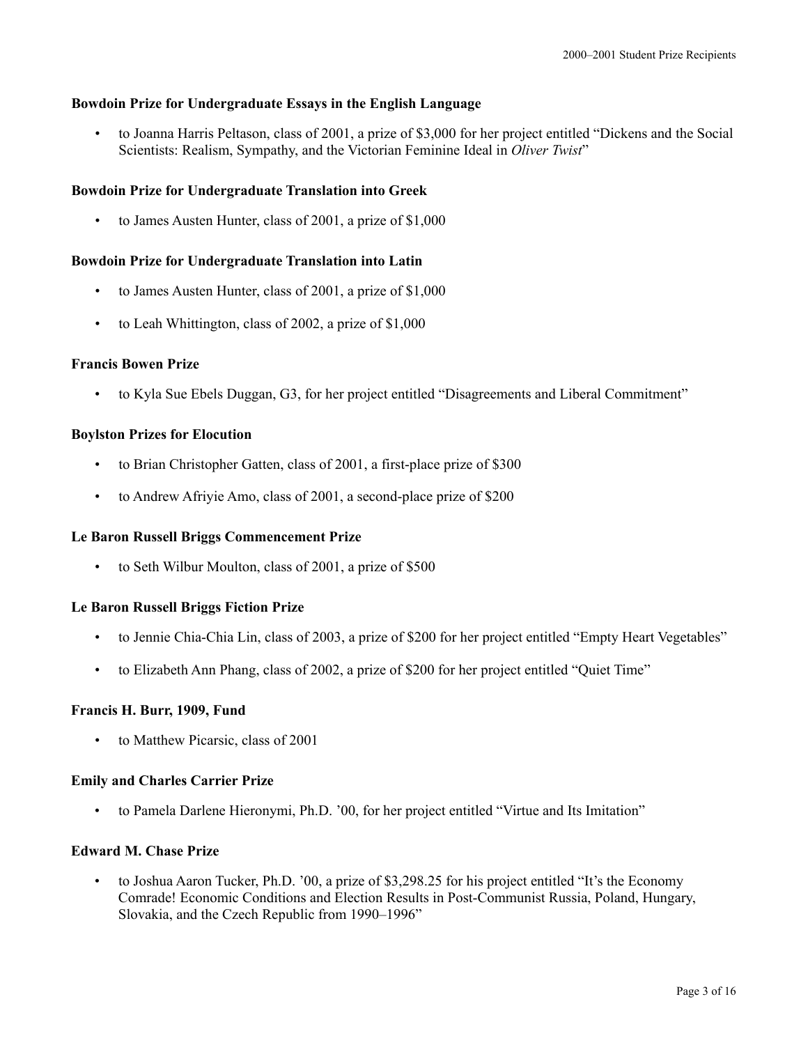### Bowdoin Prize for Undergraduate Essays in the English Language

- to Joanna Harris Peltason, class of 2001, a prize of $3,000 for her project entitled "Dickens and the Social Scientists: Realism, Sympathy, and the Victorian Feminine Ideal in *Oliver Twist*"

### Bowdoin Prize for Undergraduate Translation into Greek

- to James Austen Hunter, class of 2001, a prize of $1,000

### Bowdoin Prize for Undergraduate Translation into Latin

- to James Austen Hunter, class of 2001, a prize of $1,000
- to Leah Whittington, class of 2002, a prize of $1,000

### Francis Bowen Prize

- to Kyla Sue Ebels Duggan, G3, for her project entitled "Disagreements and Liberal Commitment"

### Boylston Prizes for Elocution

- to Brian Christopher Gatten, class of 2001, a first-place prize of $300
- to Andrew Afriyie Amo, class of 2001, a second-place prize of $200

### Le Baron Russell Briggs Commencement Prize

- to Seth Wilbur Moulton, class of 2001, a prize of $500

### Le Baron Russell Briggs Fiction Prize

- to Jennie Chia-Chia Lin, class of 2003, a prize of $200 for her project entitled "Empty Heart Vegetables"
- to Elizabeth Ann Phang, class of 2002, a prize of $200 for her project entitled "Quiet Time"

### Francis H. Burr, 1909, Fund

- to Matthew Picarsic, class of 2001

### Emily and Charles Carrier Prize

- to Pamela Darlene Hieronymi, Ph.D. '00, for her project entitled "Virtue and Its Imitation"

### Edward M. Chase Prize

- to Joshua Aaron Tucker, Ph.D. '00, a prize of $3,298.25 for his project entitled "It's the Economy Comrade! Economic Conditions and Election Results in Post-Communist Russia, Poland, Hungary, Slovakia, and the Czech Republic from 1990–1996"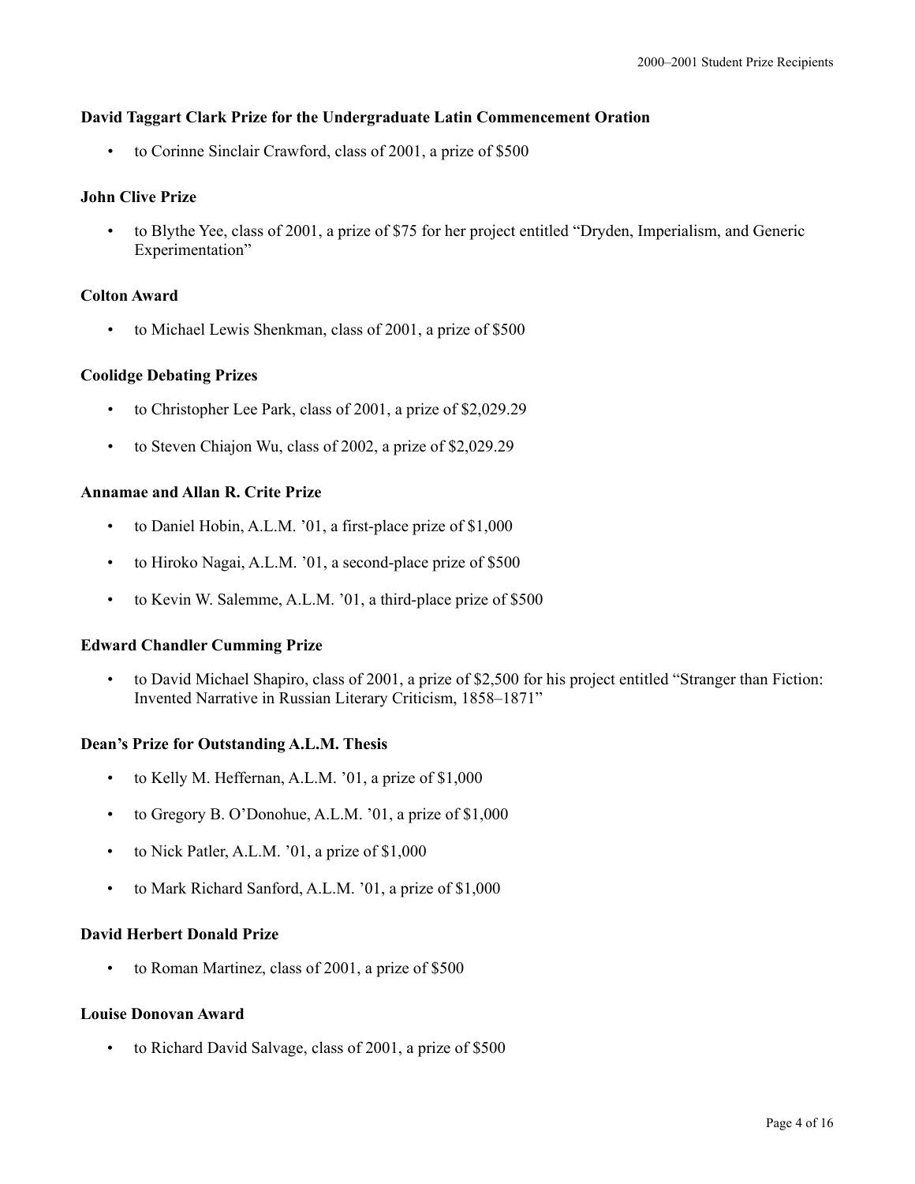**David Taggart Clark Prize for the Undergraduate Latin Commencement Oration**

- to Corinne Sinclair Crawford, class of 2001, a prize of $500

**John Clive Prize**

- to Blythe Yee, class of 2001, a prize of $75 for her project entitled "Dryden, Imperialism, and Generic Experimentation"

**Colton Award**

- to Michael Lewis Shenkman, class of 2001, a prize of $500

**Coolidge Debating Prizes**

- to Christopher Lee Park, class of 2001, a prize of $2,029.29
- to Steven Chiajon Wu, class of 2002, a prize of $2,029.29

**Annamae and Allan R. Crite Prize**

- to Daniel Hobin, A.L.M. '01, a first-place prize of $1,000
- to Hiroko Nagai, A.L.M. '01, a second-place prize of $500
- to Kevin W. Salemme, A.L.M. '01, a third-place prize of $500

**Edward Chandler Cumming Prize**

- to David Michael Shapiro, class of 2001, a prize of $2,500 for his project entitled "Stranger than Fiction: Invented Narrative in Russian Literary Criticism, 1858–1871"

**Dean's Prize for Outstanding A.L.M. Thesis**

- to Kelly M. Heffernan, A.L.M. '01, a prize of $1,000
- to Gregory B. O'Donohue, A.L.M. '01, a prize of $1,000
- to Nick Patler, A.L.M. '01, a prize of $1,000
- to Mark Richard Sanford, A.L.M. '01, a prize of $1,000

**David Herbert Donald Prize**

- to Roman Martinez, class of 2001, a prize of $500

**Louise Donovan Award**

- to Richard David Salvage, class of 2001, a prize of $500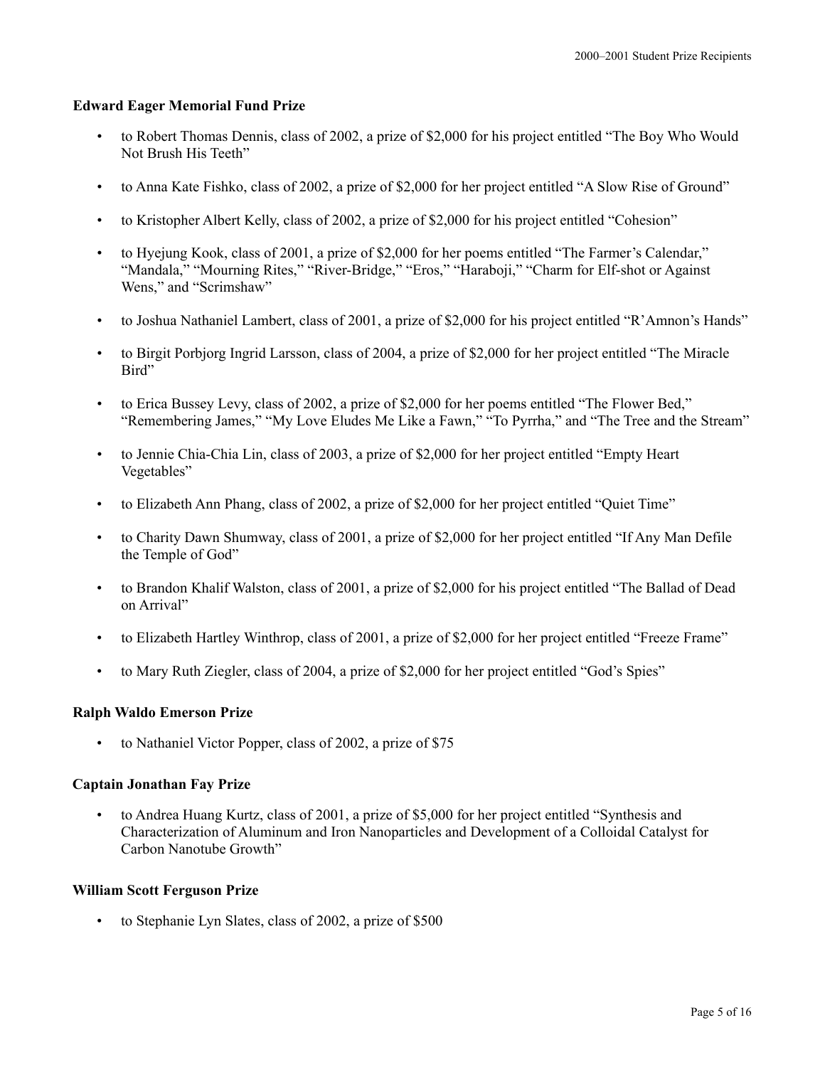**Edward Eager Memorial Fund Prize**

- to Robert Thomas Dennis, class of 2002, a prize of $2,000 for his project entitled "The Boy Who Would Not Brush His Teeth"
- to Anna Kate Fishko, class of 2002, a prize of $2,000 for her project entitled "A Slow Rise of Ground"
- to Kristopher Albert Kelly, class of 2002, a prize of $2,000 for his project entitled "Cohesion"
- to Hyejung Kook, class of 2001, a prize of $2,000 for her poems entitled "The Farmer's Calendar," "Mandala," "Mourning Rites," "River-Bridge," "Eros," "Haraboji," "Charm for Elf-shot or Against Wens," and "Scrimshaw"
- to Joshua Nathaniel Lambert, class of 2001, a prize of $2,000 for his project entitled "R'Amnon's Hands"
- to Birgit Porbjorg Ingrid Larsson, class of 2004, a prize of $2,000 for her project entitled "The Miracle Bird"
- to Erica Bussey Levy, class of 2002, a prize of $2,000 for her poems entitled "The Flower Bed," "Remembering James," "My Love Eludes Me Like a Fawn," "To Pyrrha," and "The Tree and the Stream"
- to Jennie Chia-Chia Lin, class of 2003, a prize of $2,000 for her project entitled "Empty Heart Vegetables"
- to Elizabeth Ann Phang, class of 2002, a prize of $2,000 for her project entitled "Quiet Time"
- to Charity Dawn Shumway, class of 2001, a prize of $2,000 for her project entitled "If Any Man Defile the Temple of God"
- to Brandon Khalif Walston, class of 2001, a prize of $2,000 for his project entitled "The Ballad of Dead on Arrival"
- to Elizabeth Hartley Winthrop, class of 2001, a prize of $2,000 for her project entitled "Freeze Frame"
- to Mary Ruth Ziegler, class of 2004, a prize of $2,000 for her project entitled "God's Spies"

**Ralph Waldo Emerson Prize**

- to Nathaniel Victor Popper, class of 2002, a prize of $75

**Captain Jonathan Fay Prize**

- to Andrea Huang Kurtz, class of 2001, a prize of $5,000 for her project entitled "Synthesis and Characterization of Aluminum and Iron Nanoparticles and Development of a Colloidal Catalyst for Carbon Nanotube Growth"

**William Scott Ferguson Prize**

- to Stephanie Lyn Slates, class of 2002, a prize of $500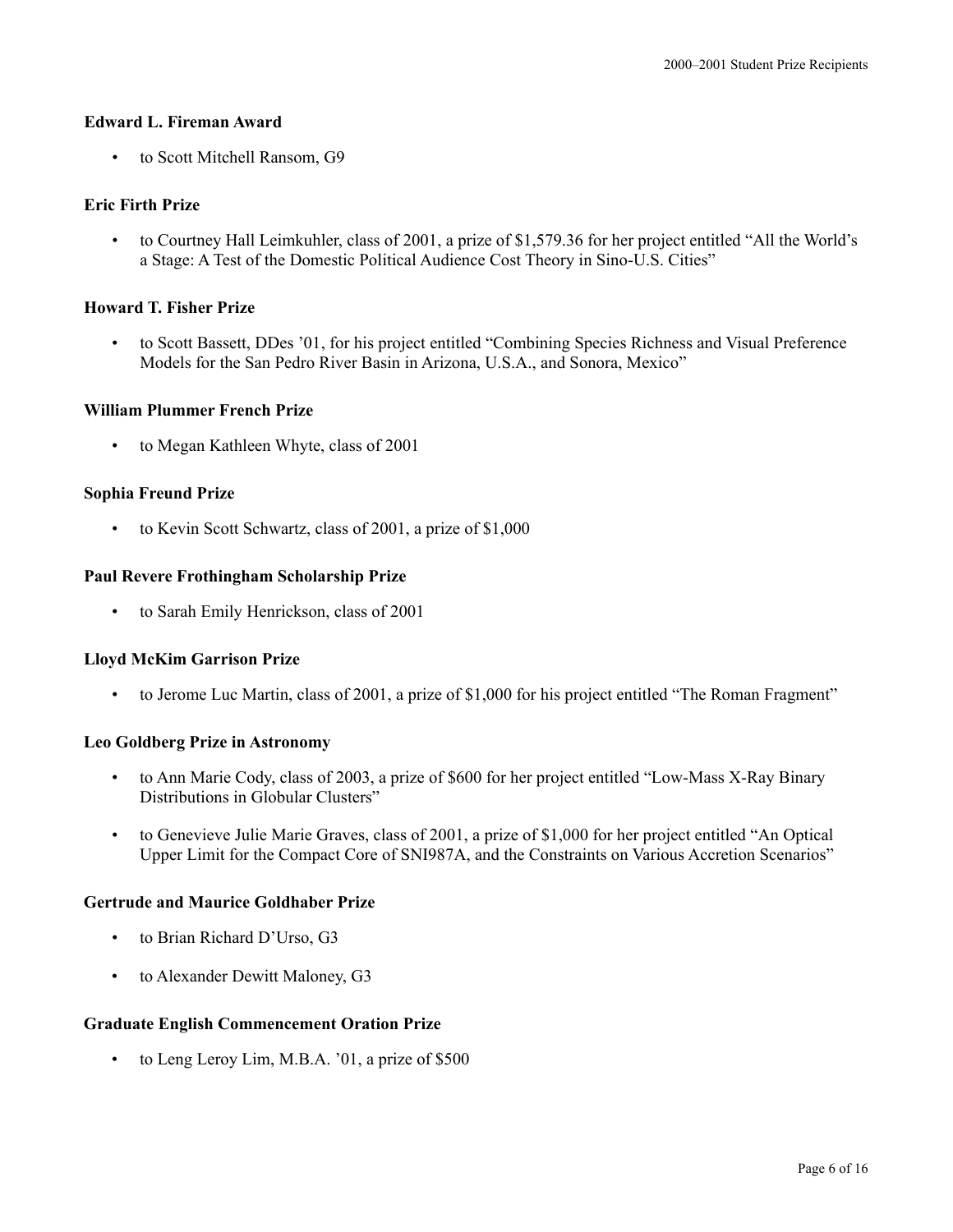**Edward L. Fireman Award**

- to Scott Mitchell Ransom, G9

**Eric Firth Prize**

- to Courtney Hall Leimkuhler, class of 2001, a prize of $1,579.36 for her project entitled “All the World’s a Stage: A Test of the Domestic Political Audience Cost Theory in Sino-U.S. Cities”

**Howard T. Fisher Prize**

- to Scott Bassett, DDes ’01, for his project entitled “Combining Species Richness and Visual Preference Models for the San Pedro River Basin in Arizona, U.S.A., and Sonora, Mexico”

**William Plummer French Prize**

- to Megan Kathleen Whyte, class of 2001

**Sophia Freund Prize**

- to Kevin Scott Schwartz, class of 2001, a prize of $1,000

**Paul Revere Frothingham Scholarship Prize**

- to Sarah Emily Henrickson, class of 2001

**Lloyd McKim Garrison Prize**

- to Jerome Luc Martin, class of 2001, a prize of $1,000 for his project entitled “The Roman Fragment”

**Leo Goldberg Prize in Astronomy**

- to Ann Marie Cody, class of 2003, a prize of $600 for her project entitled “Low-Mass X-Ray Binary Distributions in Globular Clusters”
- to Genevieve Julie Marie Graves, class of 2001, a prize of $1,000 for her project entitled “An Optical Upper Limit for the Compact Core of SNI987A, and the Constraints on Various Accretion Scenarios”

**Gertrude and Maurice Goldhaber Prize**

- to Brian Richard D’Urso, G3
- to Alexander Dewitt Maloney, G3

**Graduate English Commencement Oration Prize**

- to Leng Leroy Lim, M.B.A. ’01, a prize of $500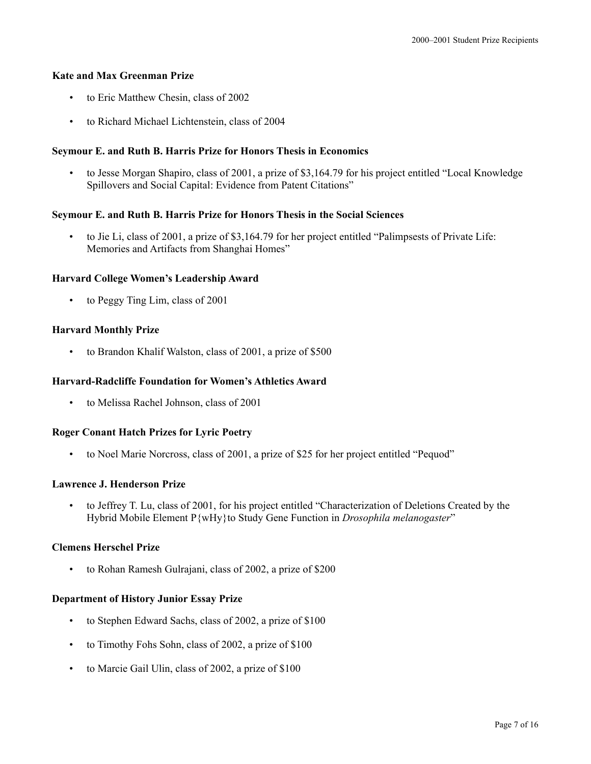**Kate and Max Greenman Prize**

- to Eric Matthew Chesin, class of 2002
- to Richard Michael Lichtenstein, class of 2004

**Seymour E. and Ruth B. Harris Prize for Honors Thesis in Economics**

- to Jesse Morgan Shapiro, class of 2001, a prize of $3,164.79 for his project entitled "Local Knowledge Spillovers and Social Capital: Evidence from Patent Citations"

**Seymour E. and Ruth B. Harris Prize for Honors Thesis in the Social Sciences**

- to Jie Li, class of 2001, a prize of $3,164.79 for her project entitled "Palimpsests of Private Life: Memories and Artifacts from Shanghai Homes"

**Harvard College Women's Leadership Award**

- to Peggy Ting Lim, class of 2001

**Harvard Monthly Prize**

- to Brandon Khalif Walston, class of 2001, a prize of $500

**Harvard-Radcliffe Foundation for Women's Athletics Award**

- to Melissa Rachel Johnson, class of 2001

**Roger Conant Hatch Prizes for Lyric Poetry**

- to Noel Marie Norcross, class of 2001, a prize of $25 for her project entitled "Pequod"

**Lawrence J. Henderson Prize**

- to Jeffrey T. Lu, class of 2001, for his project entitled "Characterization of Deletions Created by the Hybrid Mobile Element P{wHy}to Study Gene Function in *Drosophila melanogaster*"

**Clemens Herschel Prize**

- to Rohan Ramesh Gulrajani, class of 2002, a prize of $200

**Department of History Junior Essay Prize**

- to Stephen Edward Sachs, class of 2002, a prize of $100
- to Timothy Fohs Sohn, class of 2002, a prize of $100
- to Marcie Gail Ulin, class of 2002, a prize of $100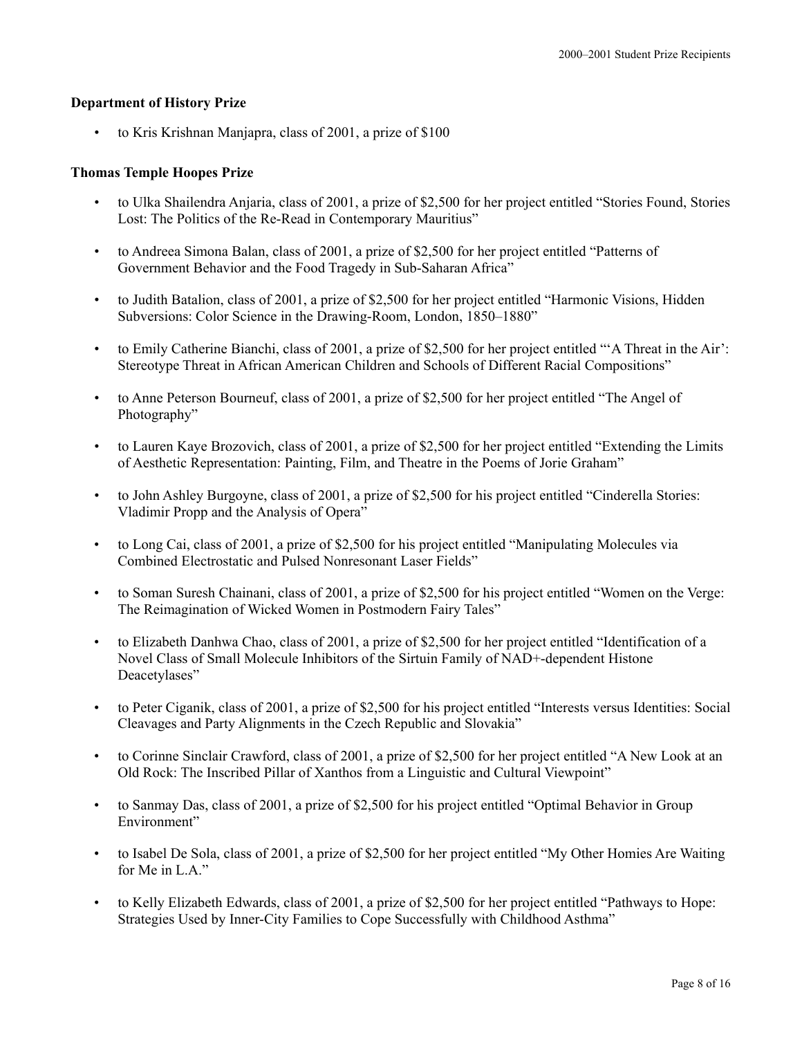### Department of History Prize

- to Kris Krishnan Manjapra, class of 2001, a prize of $100

### Thomas Temple Hoopes Prize

- to Ulka Shailendra Anjaria, class of 2001, a prize of $2,500 for her project entitled "Stories Found, Stories Lost: The Politics of the Re-Read in Contemporary Mauritius"

- to Andreea Simona Balan, class of 2001, a prize of $2,500 for her project entitled "Patterns of Government Behavior and the Food Tragedy in Sub-Saharan Africa"

- to Judith Batalion, class of 2001, a prize of $2,500 for her project entitled "Harmonic Visions, Hidden Subversions: Color Science in the Drawing-Room, London, 1850–1880"

- to Emily Catherine Bianchi, class of 2001, a prize of $2,500 for her project entitled "'A Threat in the Air': Stereotype Threat in African American Children and Schools of Different Racial Compositions"

- to Anne Peterson Bourneuf, class of 2001, a prize of $2,500 for her project entitled "The Angel of Photography"

- to Lauren Kaye Brozovich, class of 2001, a prize of $2,500 for her project entitled "Extending the Limits of Aesthetic Representation: Painting, Film, and Theatre in the Poems of Jorie Graham"

- to John Ashley Burgoyne, class of 2001, a prize of $2,500 for his project entitled "Cinderella Stories: Vladimir Propp and the Analysis of Opera"

- to Long Cai, class of 2001, a prize of $2,500 for his project entitled "Manipulating Molecules via Combined Electrostatic and Pulsed Nonresonant Laser Fields"

- to Soman Suresh Chainani, class of 2001, a prize of $2,500 for his project entitled "Women on the Verge: The Reimagination of Wicked Women in Postmodern Fairy Tales"

- to Elizabeth Danhwa Chao, class of 2001, a prize of $2,500 for her project entitled "Identification of a Novel Class of Small Molecule Inhibitors of the Sirtuin Family of NAD+-dependent Histone Deacetylases"

- to Peter Ciganik, class of 2001, a prize of $2,500 for his project entitled "Interests versus Identities: Social Cleavages and Party Alignments in the Czech Republic and Slovakia"

- to Corinne Sinclair Crawford, class of 2001, a prize of $2,500 for her project entitled "A New Look at an Old Rock: The Inscribed Pillar of Xanthos from a Linguistic and Cultural Viewpoint"

- to Sanmay Das, class of 2001, a prize of $2,500 for his project entitled "Optimal Behavior in Group Environment"

- to Isabel De Sola, class of 2001, a prize of $2,500 for her project entitled "My Other Homies Are Waiting for Me in L.A."

- to Kelly Elizabeth Edwards, class of 2001, a prize of $2,500 for her project entitled "Pathways to Hope: Strategies Used by Inner-City Families to Cope Successfully with Childhood Asthma"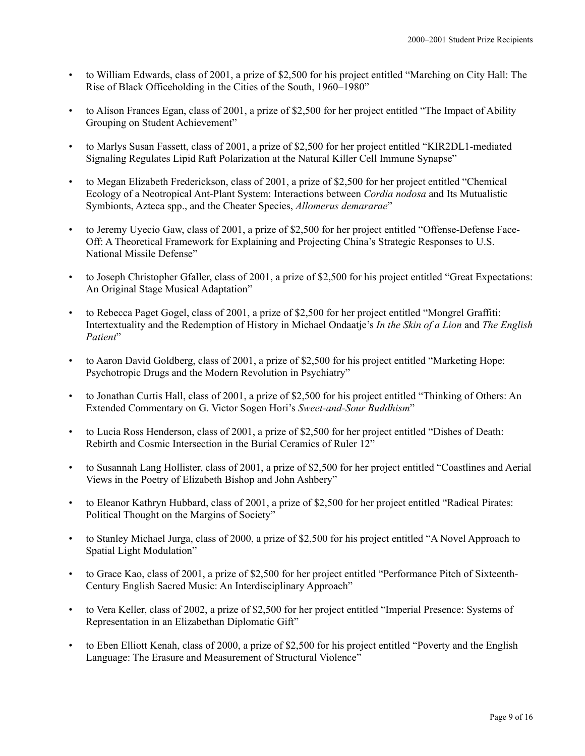- to William Edwards, class of 2001, a prize of $2,500 for his project entitled “Marching on City Hall: The Rise of Black Officeholding in the Cities of the South, 1960–1980”

- to Alison Frances Egan, class of 2001, a prize of $2,500 for her project entitled “The Impact of Ability Grouping on Student Achievement”

- to Marlys Susan Fassett, class of 2001, a prize of $2,500 for her project entitled “KIR2DL1-mediated Signaling Regulates Lipid Raft Polarization at the Natural Killer Cell Immune Synapse”

- to Megan Elizabeth Frederickson, class of 2001, a prize of $2,500 for her project entitled “Chemical Ecology of a Neotropical Ant-Plant System: Interactions between *Cordia nodosa* and Its Mutualistic Symbionts, Azteca spp., and the Cheater Species, *Allomerus demararae*”

- to Jeremy Uyecio Gaw, class of 2001, a prize of $2,500 for her project entitled “Offense-Defense Face-Off: A Theoretical Framework for Explaining and Projecting China’s Strategic Responses to U.S. National Missile Defense”

- to Joseph Christopher Gfaller, class of 2001, a prize of $2,500 for his project entitled “Great Expectations: An Original Stage Musical Adaptation”

- to Rebecca Paget Gogel, class of 2001, a prize of $2,500 for her project entitled “Mongrel Graffiti: Intertextuality and the Redemption of History in Michael Ondaatje’s *In the Skin of a Lion* and *The English Patient*”

- to Aaron David Goldberg, class of 2001, a prize of $2,500 for his project entitled “Marketing Hope: Psychotropic Drugs and the Modern Revolution in Psychiatry”

- to Jonathan Curtis Hall, class of 2001, a prize of $2,500 for his project entitled “Thinking of Others: An Extended Commentary on G. Victor Sogen Hori’s *Sweet-and-Sour Buddhism*”

- to Lucia Ross Henderson, class of 2001, a prize of $2,500 for her project entitled “Dishes of Death: Rebirth and Cosmic Intersection in the Burial Ceramics of Ruler 12”

- to Susannah Lang Hollister, class of 2001, a prize of $2,500 for her project entitled “Coastlines and Aerial Views in the Poetry of Elizabeth Bishop and John Ashbery”

- to Eleanor Kathryn Hubbard, class of 2001, a prize of $2,500 for her project entitled “Radical Pirates: Political Thought on the Margins of Society”

- to Stanley Michael Jurga, class of 2000, a prize of $2,500 for his project entitled “A Novel Approach to Spatial Light Modulation”

- to Grace Kao, class of 2001, a prize of $2,500 for her project entitled “Performance Pitch of Sixteenth-Century English Sacred Music: An Interdisciplinary Approach”

- to Vera Keller, class of 2002, a prize of $2,500 for her project entitled “Imperial Presence: Systems of Representation in an Elizabethan Diplomatic Gift”

- to Eben Elliott Kenah, class of 2000, a prize of $2,500 for his project entitled “Poverty and the English Language: The Erasure and Measurement of Structural Violence”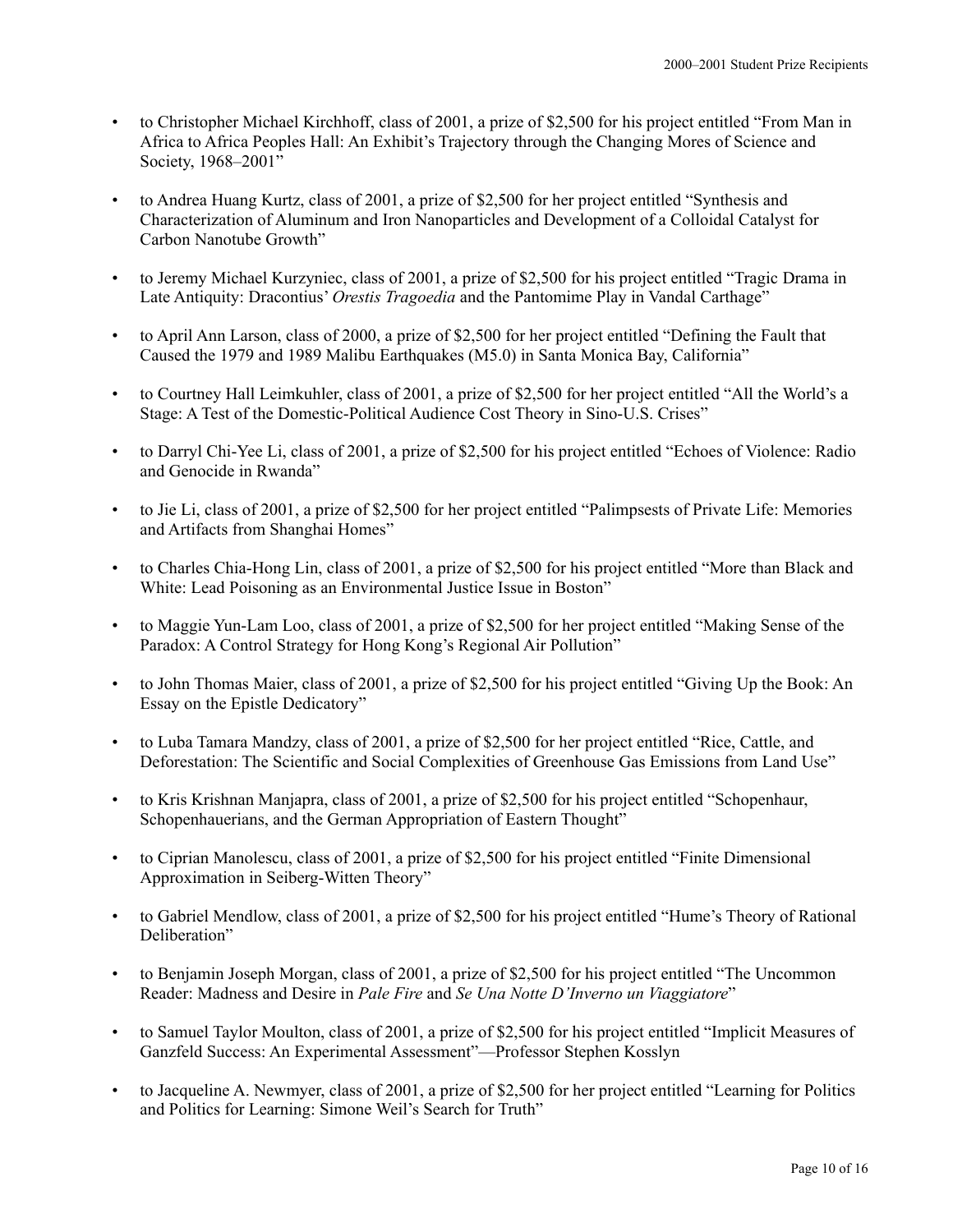- to Christopher Michael Kirchhoff, class of 2001, a prize of $2,500 for his project entitled “From Man in Africa to Africa Peoples Hall: An Exhibit’s Trajectory through the Changing Mores of Science and Society, 1968–2001”

- to Andrea Huang Kurtz, class of 2001, a prize of $2,500 for her project entitled “Synthesis and Characterization of Aluminum and Iron Nanoparticles and Development of a Colloidal Catalyst for Carbon Nanotube Growth”

- to Jeremy Michael Kurzyniec, class of 2001, a prize of $2,500 for his project entitled “Tragic Drama in Late Antiquity: Dracontius’ *Orestis Tragoedia* and the Pantomime Play in Vandal Carthage”

- to April Ann Larson, class of 2000, a prize of $2,500 for her project entitled “Defining the Fault that Caused the 1979 and 1989 Malibu Earthquakes (M5.0) in Santa Monica Bay, California”

- to Courtney Hall Leimkuhler, class of 2001, a prize of $2,500 for her project entitled “All the World’s a Stage: A Test of the Domestic-Political Audience Cost Theory in Sino-U.S. Crises”

- to Darryl Chi-Yee Li, class of 2001, a prize of $2,500 for his project entitled “Echoes of Violence: Radio and Genocide in Rwanda”

- to Jie Li, class of 2001, a prize of $2,500 for her project entitled “Palimpsests of Private Life: Memories and Artifacts from Shanghai Homes”

- to Charles Chia-Hong Lin, class of 2001, a prize of $2,500 for his project entitled “More than Black and White: Lead Poisoning as an Environmental Justice Issue in Boston”

- to Maggie Yun-Lam Loo, class of 2001, a prize of $2,500 for her project entitled “Making Sense of the Paradox: A Control Strategy for Hong Kong’s Regional Air Pollution”

- to John Thomas Maier, class of 2001, a prize of $2,500 for his project entitled “Giving Up the Book: An Essay on the Epistle Dedicatory”

- to Luba Tamara Mandzy, class of 2001, a prize of $2,500 for her project entitled “Rice, Cattle, and Deforestation: The Scientific and Social Complexities of Greenhouse Gas Emissions from Land Use”

- to Kris Krishnan Manjapra, class of 2001, a prize of $2,500 for his project entitled “Schopenhaur, Schopenhauerians, and the German Appropriation of Eastern Thought”

- to Ciprian Manolescu, class of 2001, a prize of $2,500 for his project entitled “Finite Dimensional Approximation in Seiberg-Witten Theory”

- to Gabriel Mendlow, class of 2001, a prize of $2,500 for his project entitled “Hume’s Theory of Rational Deliberation”

- to Benjamin Joseph Morgan, class of 2001, a prize of $2,500 for his project entitled “The Uncommon Reader: Madness and Desire in *Pale Fire* and *Se Una Notte D’Inverno un Viaggiatore*”

- to Samuel Taylor Moulton, class of 2001, a prize of $2,500 for his project entitled “Implicit Measures of Ganzfeld Success: An Experimental Assessment”—Professor Stephen Kosslyn

- to Jacqueline A. Newmyer, class of 2001, a prize of $2,500 for her project entitled “Learning for Politics and Politics for Learning: Simone Weil’s Search for Truth”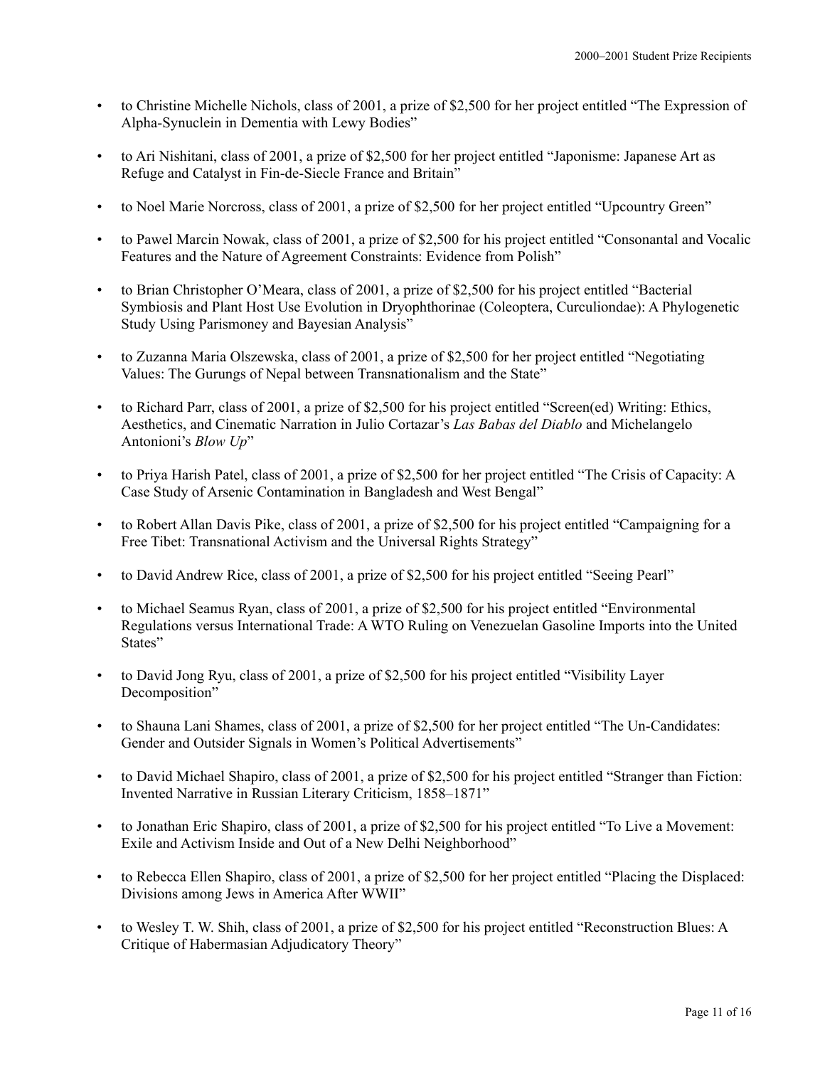- to Christine Michelle Nichols, class of 2001, a prize of $2,500 for her project entitled "The Expression of Alpha-Synuclein in Dementia with Lewy Bodies"

- to Ari Nishitani, class of 2001, a prize of $2,500 for her project entitled "Japonisme: Japanese Art as Refuge and Catalyst in Fin-de-Siecle France and Britain"

- to Noel Marie Norcross, class of 2001, a prize of $2,500 for her project entitled "Upcountry Green"

- to Pawel Marcin Nowak, class of 2001, a prize of $2,500 for his project entitled "Consonantal and Vocalic Features and the Nature of Agreement Constraints: Evidence from Polish"

- to Brian Christopher O'Meara, class of 2001, a prize of $2,500 for his project entitled "Bacterial Symbiosis and Plant Host Use Evolution in Dryophthorinae (Coleoptera, Curculiondae): A Phylogenetic Study Using Parismoney and Bayesian Analysis"

- to Zuzanna Maria Olszewska, class of 2001, a prize of $2,500 for her project entitled "Negotiating Values: The Gurungs of Nepal between Transnationalism and the State"

- to Richard Parr, class of 2001, a prize of $2,500 for his project entitled "Screen(ed) Writing: Ethics, Aesthetics, and Cinematic Narration in Julio Cortazar's *Las Babas del Diablo* and Michelangelo Antonioni's *Blow Up*"

- to Priya Harish Patel, class of 2001, a prize of $2,500 for her project entitled "The Crisis of Capacity: A Case Study of Arsenic Contamination in Bangladesh and West Bengal"

- to Robert Allan Davis Pike, class of 2001, a prize of $2,500 for his project entitled "Campaigning for a Free Tibet: Transnational Activism and the Universal Rights Strategy"

- to David Andrew Rice, class of 2001, a prize of $2,500 for his project entitled "Seeing Pearl"

- to Michael Seamus Ryan, class of 2001, a prize of $2,500 for his project entitled "Environmental Regulations versus International Trade: A WTO Ruling on Venezuelan Gasoline Imports into the United States"

- to David Jong Ryu, class of 2001, a prize of $2,500 for his project entitled "Visibility Layer Decomposition"

- to Shauna Lani Shames, class of 2001, a prize of $2,500 for her project entitled "The Un-Candidates: Gender and Outsider Signals in Women's Political Advertisements"

- to David Michael Shapiro, class of 2001, a prize of $2,500 for his project entitled "Stranger than Fiction: Invented Narrative in Russian Literary Criticism, 1858–1871"

- to Jonathan Eric Shapiro, class of 2001, a prize of $2,500 for his project entitled "To Live a Movement: Exile and Activism Inside and Out of a New Delhi Neighborhood"

- to Rebecca Ellen Shapiro, class of 2001, a prize of $2,500 for her project entitled "Placing the Displaced: Divisions among Jews in America After WWII"

- to Wesley T. W. Shih, class of 2001, a prize of $2,500 for his project entitled "Reconstruction Blues: A Critique of Habermasian Adjudicatory Theory"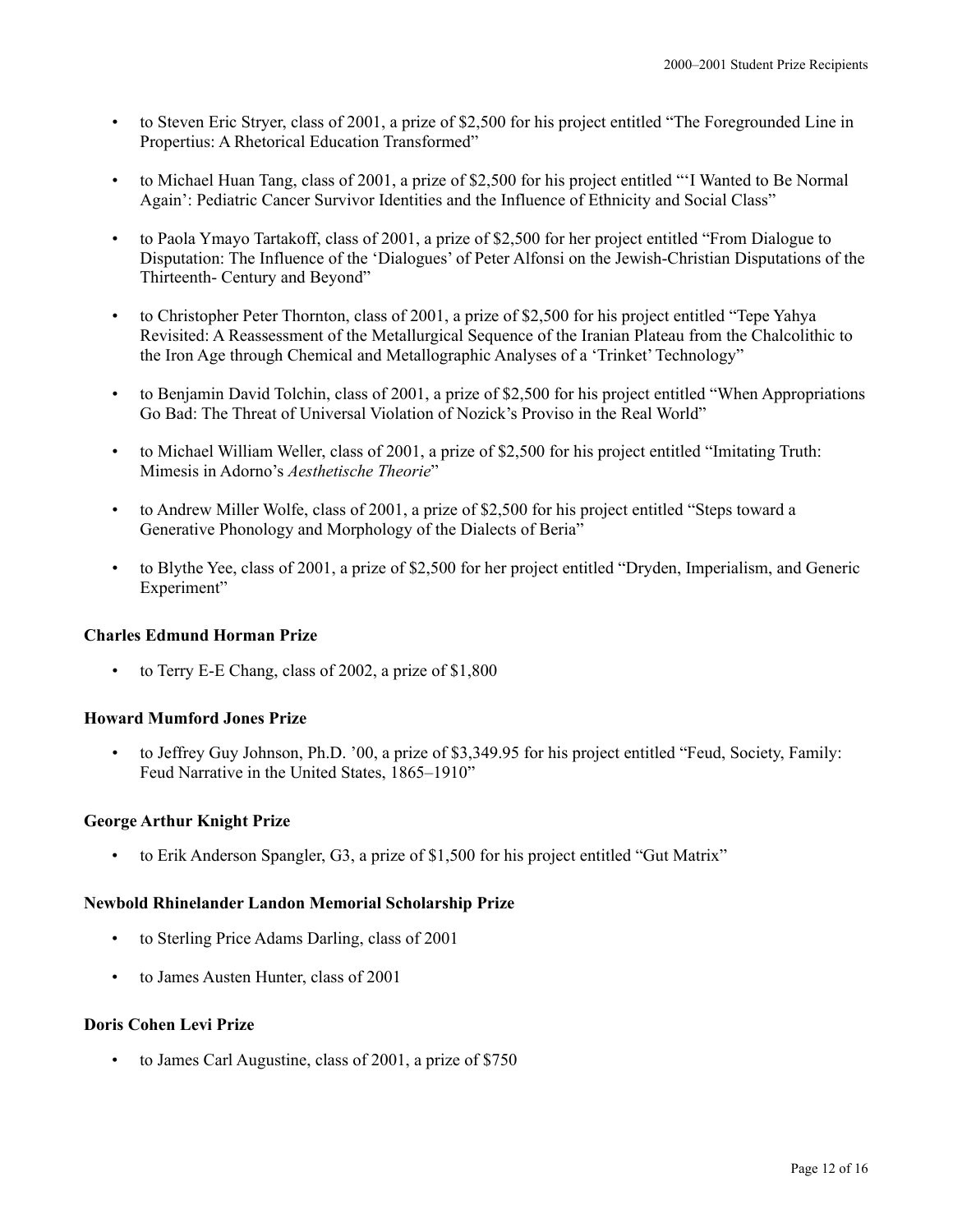- to Steven Eric Stryer, class of 2001, a prize of $2,500 for his project entitled “The Foregrounded Line in Propertius: A Rhetorical Education Transformed”
- to Michael Huan Tang, class of 2001, a prize of $2,500 for his project entitled “‘I Wanted to Be Normal Again’: Pediatric Cancer Survivor Identities and the Influence of Ethnicity and Social Class”
- to Paola Ymayo Tartakoff, class of 2001, a prize of $2,500 for her project entitled “From Dialogue to Disputation: The Influence of the ‘Dialogues’ of Peter Alfonsi on the Jewish-Christian Disputations of the Thirteenth- Century and Beyond”
- to Christopher Peter Thornton, class of 2001, a prize of $2,500 for his project entitled “Tepe Yahya Revisited: A Reassessment of the Metallurgical Sequence of the Iranian Plateau from the Chalcolithic to the Iron Age through Chemical and Metallographic Analyses of a ‘Trinket’ Technology”
- to Benjamin David Tolchin, class of 2001, a prize of $2,500 for his project entitled “When Appropriations Go Bad: The Threat of Universal Violation of Nozick’s Proviso in the Real World”
- to Michael William Weller, class of 2001, a prize of $2,500 for his project entitled “Imitating Truth: Mimesis in Adorno’s *Aesthetische Theorie*”
- to Andrew Miller Wolfe, class of 2001, a prize of $2,500 for his project entitled “Steps toward a Generative Phonology and Morphology of the Dialects of Beria”
- to Blythe Yee, class of 2001, a prize of $2,500 for her project entitled “Dryden, Imperialism, and Generic Experiment”

**Charles Edmund Horman Prize**

- to Terry E-E Chang, class of 2002, a prize of $1,800

**Howard Mumford Jones Prize**

- to Jeffrey Guy Johnson, Ph.D. ’00, a prize of $3,349.95 for his project entitled “Feud, Society, Family: Feud Narrative in the United States, 1865–1910”

**George Arthur Knight Prize**

- to Erik Anderson Spangler, G3, a prize of $1,500 for his project entitled “Gut Matrix”

**Newbold Rhinelander Landon Memorial Scholarship Prize**

- to Sterling Price Adams Darling, class of 2001
- to James Austen Hunter, class of 2001

**Doris Cohen Levi Prize**

- to James Carl Augustine, class of 2001, a prize of $750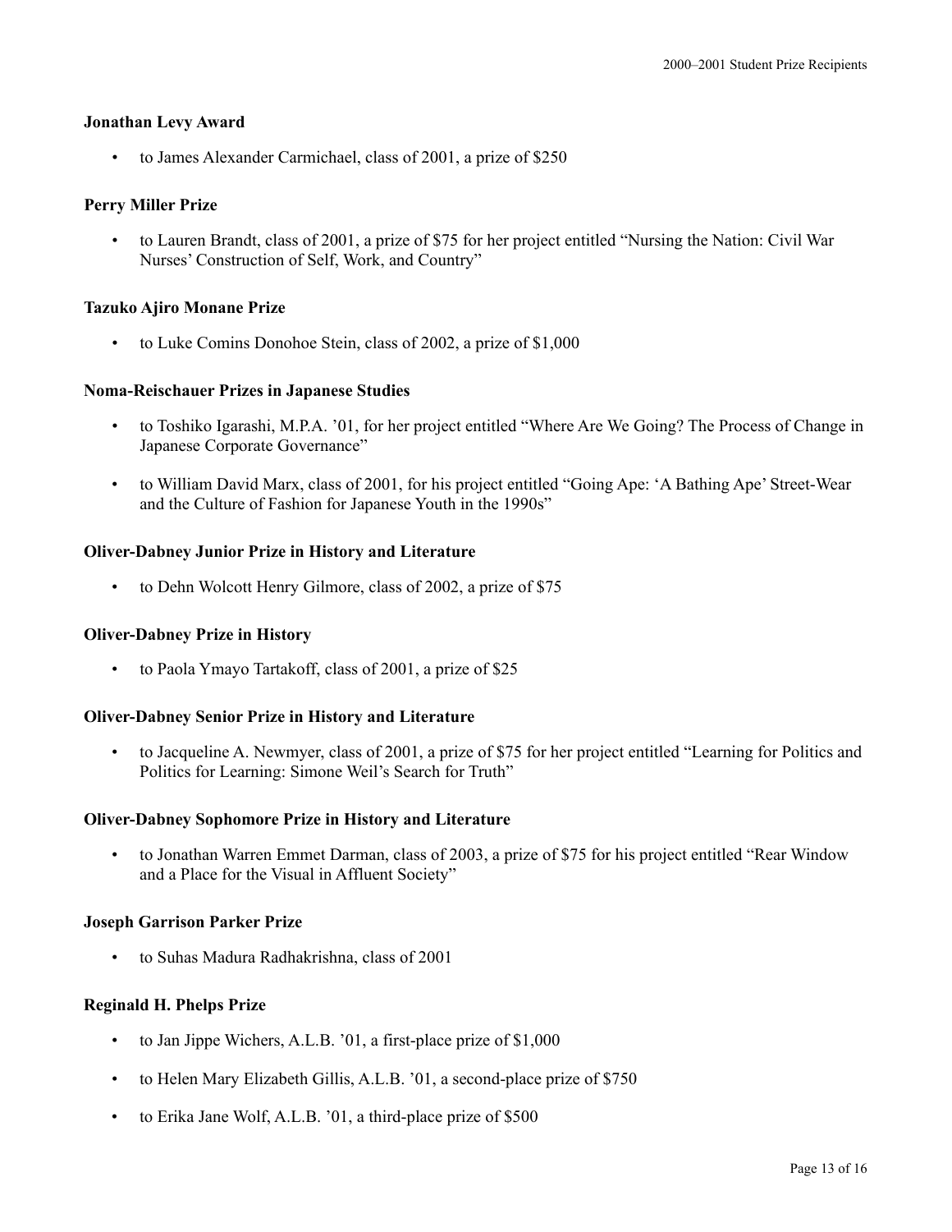### Jonathan Levy Award

- to James Alexander Carmichael, class of 2001, a prize of $250

### Perry Miller Prize

- to Lauren Brandt, class of 2001, a prize of $75 for her project entitled "Nursing the Nation: Civil War Nurses' Construction of Self, Work, and Country"

### Tazuko Ajiro Monane Prize

- to Luke Comins Donohoe Stein, class of 2002, a prize of $1,000

### Noma-Reischauer Prizes in Japanese Studies

- to Toshiko Igarashi, M.P.A. '01, for her project entitled "Where Are We Going? The Process of Change in Japanese Corporate Governance"
- to William David Marx, class of 2001, for his project entitled "Going Ape: 'A Bathing Ape' Street-Wear and the Culture of Fashion for Japanese Youth in the 1990s"

### Oliver-Dabney Junior Prize in History and Literature

- to Dehn Wolcott Henry Gilmore, class of 2002, a prize of $75

### Oliver-Dabney Prize in History

- to Paola Ymayo Tartakoff, class of 2001, a prize of $25

### Oliver-Dabney Senior Prize in History and Literature

- to Jacqueline A. Newmyer, class of 2001, a prize of $75 for her project entitled "Learning for Politics and Politics for Learning: Simone Weil's Search for Truth"

### Oliver-Dabney Sophomore Prize in History and Literature

- to Jonathan Warren Emmet Darman, class of 2003, a prize of $75 for his project entitled "Rear Window and a Place for the Visual in Affluent Society"

### Joseph Garrison Parker Prize

- to Suhas Madura Radhakrishna, class of 2001

### Reginald H. Phelps Prize

- to Jan Jippe Wichers, A.L.B. '01, a first-place prize of $1,000
- to Helen Mary Elizabeth Gillis, A.L.B. '01, a second-place prize of $750
- to Erika Jane Wolf, A.L.B. '01, a third-place prize of $500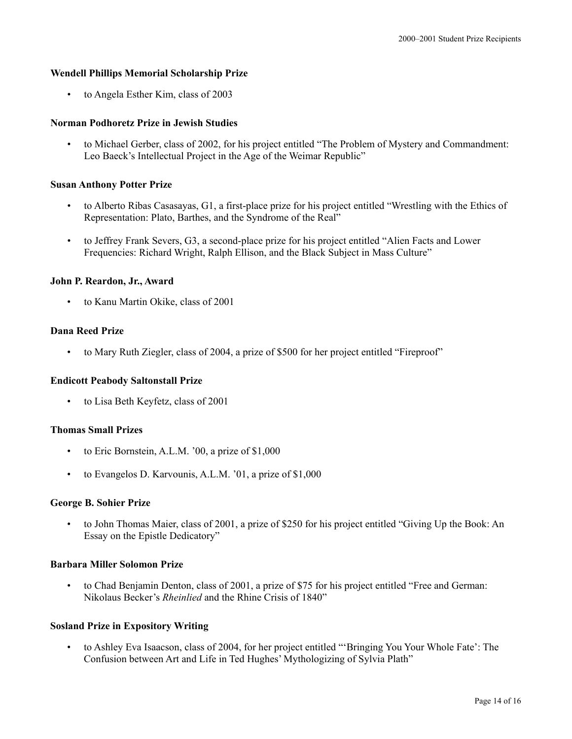**Wendell Phillips Memorial Scholarship Prize**

- to Angela Esther Kim, class of 2003

**Norman Podhoretz Prize in Jewish Studies**

- to Michael Gerber, class of 2002, for his project entitled "The Problem of Mystery and Commandment: Leo Baeck's Intellectual Project in the Age of the Weimar Republic"

**Susan Anthony Potter Prize**

- to Alberto Ribas Casasayas, G1, a first-place prize for his project entitled "Wrestling with the Ethics of Representation: Plato, Barthes, and the Syndrome of the Real"

- to Jeffrey Frank Severs, G3, a second-place prize for his project entitled "Alien Facts and Lower Frequencies: Richard Wright, Ralph Ellison, and the Black Subject in Mass Culture"

**John P. Reardon, Jr., Award**

- to Kanu Martin Okike, class of 2001

**Dana Reed Prize**

- to Mary Ruth Ziegler, class of 2004, a prize of $500 for her project entitled "Fireproof"

**Endicott Peabody Saltonstall Prize**

- to Lisa Beth Keyfetz, class of 2001

**Thomas Small Prizes**

- to Eric Bornstein, A.L.M. '00, a prize of $1,000

- to Evangelos D. Karvounis, A.L.M. '01, a prize of $1,000

**George B. Sohier Prize**

- to John Thomas Maier, class of 2001, a prize of $250 for his project entitled "Giving Up the Book: An Essay on the Epistle Dedicatory"

**Barbara Miller Solomon Prize**

- to Chad Benjamin Denton, class of 2001, a prize of $75 for his project entitled "Free and German: Nikolaus Becker's *Rheinlied* and the Rhine Crisis of 1840"

**Sosland Prize in Expository Writing**

- to Ashley Eva Isaacson, class of 2004, for her project entitled "'Bringing You Your Whole Fate': The Confusion between Art and Life in Ted Hughes' Mythologizing of Sylvia Plath"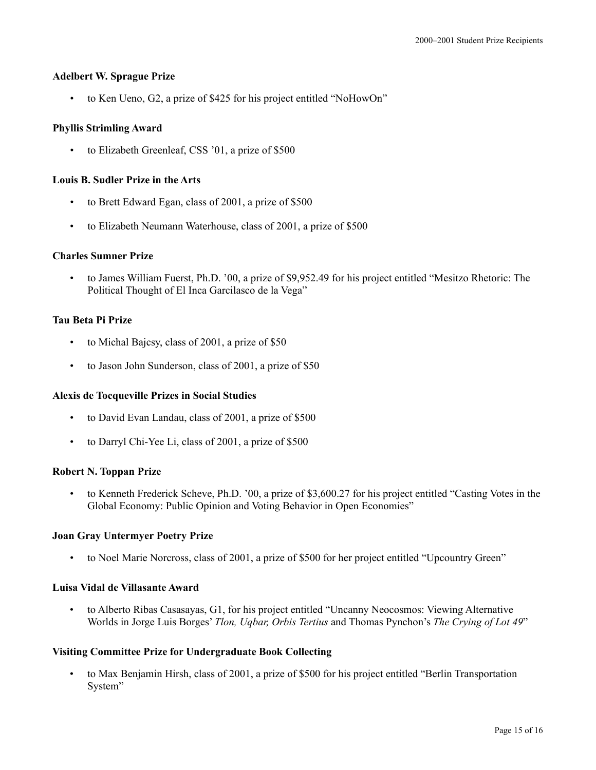**Adelbert W. Sprague Prize**

- to Ken Ueno, G2, a prize of $425 for his project entitled "NoHowOn"

**Phyllis Strimling Award**

- to Elizabeth Greenleaf, CSS '01, a prize of $500

**Louis B. Sudler Prize in the Arts**

- to Brett Edward Egan, class of 2001, a prize of $500
- to Elizabeth Neumann Waterhouse, class of 2001, a prize of $500

**Charles Sumner Prize**

- to James William Fuerst, Ph.D. '00, a prize of $9,952.49 for his project entitled "Mesitzo Rhetoric: The Political Thought of El Inca Garcilasco de la Vega"

**Tau Beta Pi Prize**

- to Michal Bajcsy, class of 2001, a prize of $50
- to Jason John Sunderson, class of 2001, a prize of $50

**Alexis de Tocqueville Prizes in Social Studies**

- to David Evan Landau, class of 2001, a prize of $500
- to Darryl Chi-Yee Li, class of 2001, a prize of $500

**Robert N. Toppan Prize**

- to Kenneth Frederick Scheve, Ph.D. '00, a prize of $3,600.27 for his project entitled "Casting Votes in the Global Economy: Public Opinion and Voting Behavior in Open Economies"

**Joan Gray Untermyer Poetry Prize**

- to Noel Marie Norcross, class of 2001, a prize of $500 for her project entitled "Upcountry Green"

**Luisa Vidal de Villasante Award**

- to Alberto Ribas Casasayas, G1, for his project entitled "Uncanny Neocosmos: Viewing Alternative Worlds in Jorge Luis Borges' *Tlon, Uqbar, Orbis Tertius* and Thomas Pynchon's *The Crying of Lot 49*"

**Visiting Committee Prize for Undergraduate Book Collecting**

- to Max Benjamin Hirsh, class of 2001, a prize of $500 for his project entitled "Berlin Transportation System"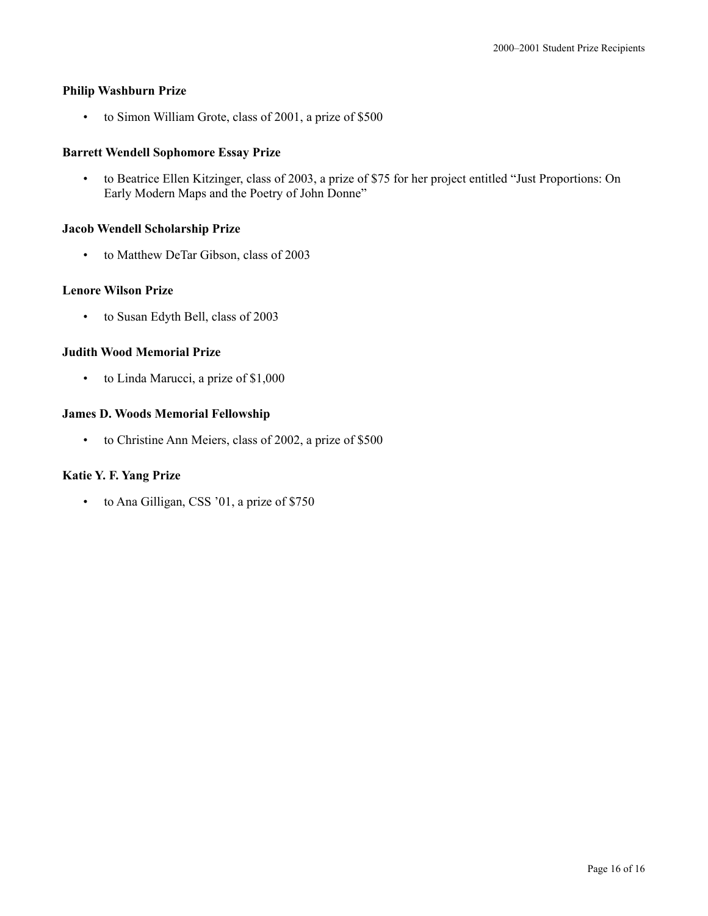**Philip Washburn Prize**

- to Simon William Grote, class of 2001, a prize of $500

**Barrett Wendell Sophomore Essay Prize**

- to Beatrice Ellen Kitzinger, class of 2003, a prize of $75 for her project entitled "Just Proportions: On Early Modern Maps and the Poetry of John Donne"

**Jacob Wendell Scholarship Prize**

- to Matthew DeTar Gibson, class of 2003

**Lenore Wilson Prize**

- to Susan Edyth Bell, class of 2003

**Judith Wood Memorial Prize**

- to Linda Marucci, a prize of $1,000

**James D. Woods Memorial Fellowship**

- to Christine Ann Meiers, class of 2002, a prize of $500

**Katie Y. F. Yang Prize**

- to Ana Gilligan, CSS '01, a prize of $750